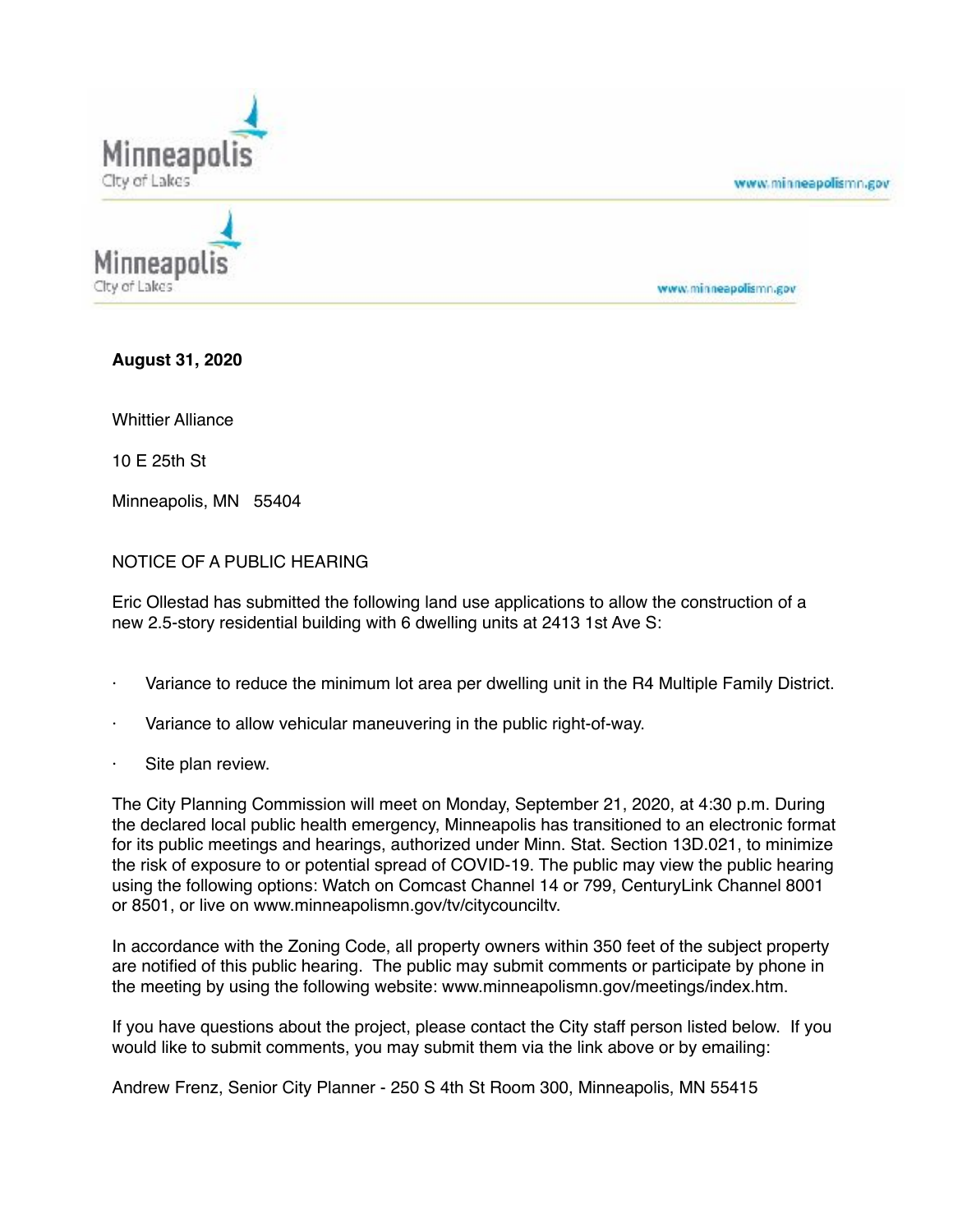Minneapolis
City of Lakes

www.minneapolismn.gov

Minneapolis
City of Lakes

www.minneapolismn.gov

**August 31, 2020**

Whittier Alliance

10 E 25th St

Minneapolis, MN 55404

NOTICE OF A PUBLIC HEARING

Eric Ollestad has submitted the following land use applications to allow the construction of a new 2.5-story residential building with 6 dwelling units at 2413 1st Ave S:

- Variance to reduce the minimum lot area per dwelling unit in the R4 Multiple Family District.
- Variance to allow vehicular maneuvering in the public right-of-way.
- Site plan review.

The City Planning Commission will meet on Monday, September 21, 2020, at 4:30 p.m. During the declared local public health emergency, Minneapolis has transitioned to an electronic format for its public meetings and hearings, authorized under Minn. Stat. Section 13D.021, to minimize the risk of exposure to or potential spread of COVID-19. The public may view the public hearing using the following options: Watch on Comcast Channel 14 or 799, CenturyLink Channel 8001 or 8501, or live on www.minneapolismn.gov/tv/citycounciltv.

In accordance with the Zoning Code, all property owners within 350 feet of the subject property are notified of this public hearing. The public may submit comments or participate by phone in the meeting by using the following website: www.minneapolismn.gov/meetings/index.htm.

If you have questions about the project, please contact the City staff person listed below. If you would like to submit comments, you may submit them via the link above or by emailing:

Andrew Frenz, Senior City Planner - 250 S 4th St Room 300, Minneapolis, MN 55415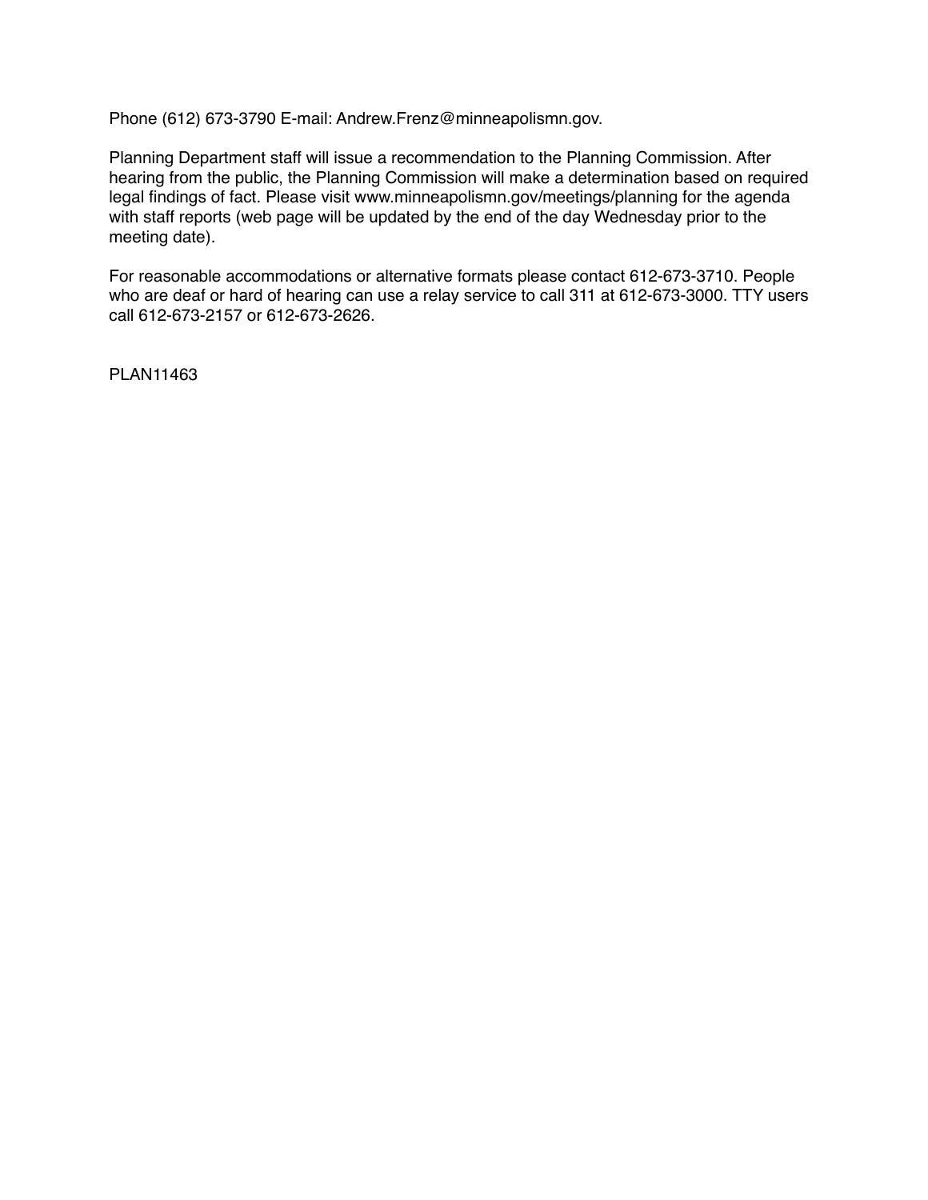Phone (612) 673-3790 E-mail: Andrew.Frenz@minneapolismn.gov.

Planning Department staff will issue a recommendation to the Planning Commission. After hearing from the public, the Planning Commission will make a determination based on required legal findings of fact. Please visit www.minneapolismn.gov/meetings/planning for the agenda with staff reports (web page will be updated by the end of the day Wednesday prior to the meeting date).

For reasonable accommodations or alternative formats please contact 612-673-3710. People who are deaf or hard of hearing can use a relay service to call 311 at 612-673-3000. TTY users call 612-673-2157 or 612-673-2626.

PLAN11463